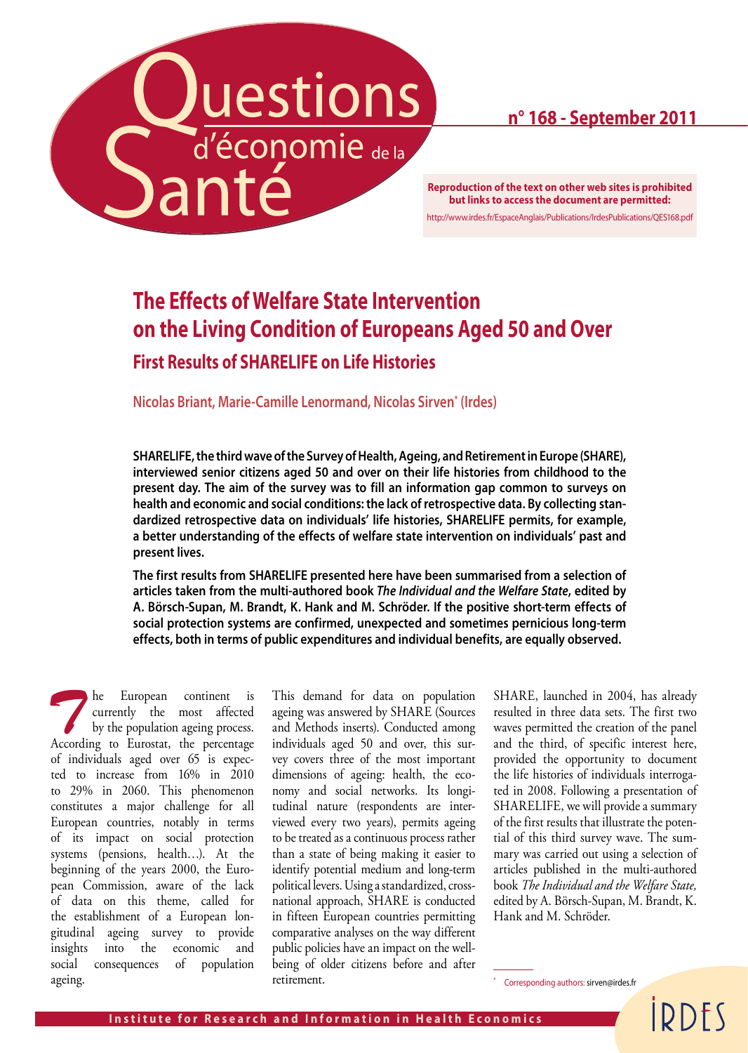# Questions d'économie de la Santé

**n° 168 - September 2011**

**Reproduction of the text on other web sites is prohibited but links to access the document are permitted:**
http://www.irdes.fr/EspaceAnglais/Publications/IrdesPublications/QES168.pdf

# The Effects of Welfare State Intervention on the Living Condition of Europeans Aged 50 and Over

## First Results of SHARELIFE on Life Histories

Nicolas Briant, Marie-Camille Lenormand, Nicolas Sirven* (Irdes)

**SHARELIFE, the third wave of the Survey of Health, Ageing, and Retirement in Europe (SHARE), interviewed senior citizens aged 50 and over on their life histories from childhood to the present day. The aim of the survey was to fill an information gap common to surveys on health and economic and social conditions: the lack of retrospective data. By collecting standardized retrospective data on individuals' life histories, SHARELIFE permits, for example, a better understanding of the effects of welfare state intervention on individuals' past and present lives.**

**The first results from SHARELIFE presented here have been summarised from a selection of articles taken from the multi-authored book *The Individual and the Welfare State*, edited by A. Börsch-Supan, M. Brandt, K. Hank and M. Schröder. If the positive short-term effects of social protection systems are confirmed, unexpected and sometimes pernicious long-term effects, both in terms of public expenditures and individual benefits, are equally observed.**

The European continent is currently the most affected by the population ageing process. According to Eurostat, the percentage of individuals aged over 65 is expected to increase from 16% in 2010 to 29% in 2060. This phenomenon constitutes a major challenge for all European countries, notably in terms of its impact on social protection systems (pensions, health…). At the beginning of the years 2000, the European Commission, aware of the lack of data on this theme, called for the establishment of a European longitudinal ageing survey to provide insights into the economic and social consequences of population ageing.

This demand for data on population ageing was answered by SHARE (Sources and Methods inserts). Conducted among individuals aged 50 and over, this survey covers three of the most important dimensions of ageing: health, the economy and social networks. Its longitudinal nature (respondents are interviewed every two years), permits ageing to be treated as a continuous process rather than a state of being making it easier to identify potential medium and long-term political levers. Using a standardized, cross-national approach, SHARE is conducted in fifteen European countries permitting comparative analyses on the way different public policies have an impact on the well-being of older citizens before and after retirement.

SHARE, launched in 2004, has already resulted in three data sets. The first two waves permitted the creation of the panel and the third, of specific interest here, provided the opportunity to document the life histories of individuals interrogated in 2008. Following a presentation of SHARELIFE, we will provide a summary of the first results that illustrate the potential of this third survey wave. The summary was carried out using a selection of articles published in the multi-authored book *The Individual and the Welfare State*, edited by A. Börsch-Supan, M. Brandt, K. Hank and M. Schröder.

\* Corresponding authors: sirven@irdes.fr

Institute for Research and Information in Health Economics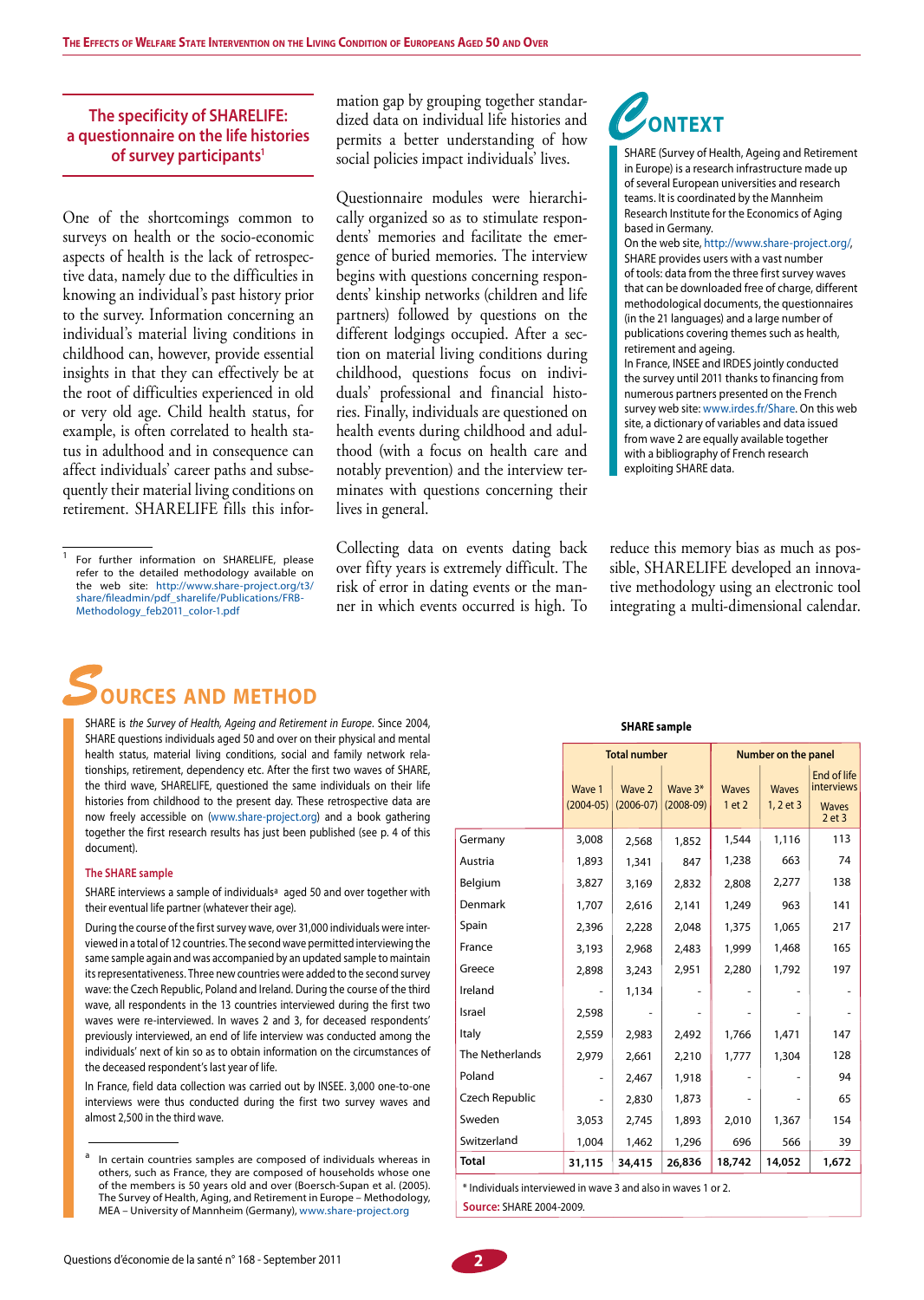## The specificity of SHARELIFE: a questionnaire on the life histories of survey participants[1]

One of the shortcomings common to surveys on health or the socio-economic aspects of health is the lack of retrospective data, namely due to the difficulties in knowing an individual's past history prior to the survey. Information concerning an individual's material living conditions in childhood can, however, provide essential insights in that they can effectively be at the root of difficulties experienced in old or very old age. Child health status, for example, is often correlated to health status in adulthood and in consequence can affect individuals' career paths and subsequently their material living conditions on retirement. SHARELIFE fills this information gap by grouping together standardized data on individual life histories and permits a better understanding of how social policies impact individuals' lives.

Questionnaire modules were hierarchically organized so as to stimulate respondents' memories and facilitate the emergence of buried memories. The interview begins with questions concerning respondents' kinship networks (children and life partners) followed by questions on the different lodgings occupied. After a section on material living conditions during childhood, questions focus on individuals' professional and financial histories. Finally, individuals are questioned on health events during childhood and adulthood (with a focus on health care and notably prevention) and the interview terminates with questions concerning their lives in general.

Collecting data on events dating back over fifty years is extremely difficult. The risk of error in dating events or the manner in which events occurred is high. To reduce this memory bias as much as possible, SHARELIFE developed an innovative methodology using an electronic tool integrating a multi-dimensional calendar.

[1] For further information on SHARELIFE, please refer to the detailed methodology available on the web site: http://www.share-project.org/t3/share/fileadmin/pdf_sharelife/Publications/FRB-Methodology_feb2011_color-1.pdf

## Context

SHARE (Survey of Health, Ageing and Retirement in Europe) is a research infrastructure made up of several European universities and research teams. It is coordinated by the Mannheim Research Institute for the Economics of Aging based in Germany.

On the web site, http://www.share-project.org/, SHARE provides users with a vast number of tools: data from the three first survey waves that can be downloaded free of charge, different methodological documents, the questionnaires (in the 21 languages) and a large number of publications covering themes such as health, retirement and ageing.

In France, INSEE and IRDES jointly conducted the survey until 2011 thanks to financing from numerous partners presented on the French survey web site: www.irdes.fr/Share. On this web site, a dictionary of variables and data issued from wave 2 are equally available together with a bibliography of French research exploiting SHARE data.

## Sources and method

SHARE is *the Survey of Health, Ageing and Retirement in Europe*. Since 2004, SHARE questions individuals aged 50 and over on their physical and mental health status, material living conditions, social and family network relationships, retirement, dependency etc. After the first two waves of SHARE, the third wave, SHARELIFE, questioned the same individuals on their life histories from childhood to the present day. These retrospective data are now freely accessible on (www.share-project.org) and a book gathering together the first research results has just been published (see p. 4 of this document).

### The SHARE sample

SHARE interviews a sample of individuals[a] aged 50 and over together with their eventual life partner (whatever their age).

During the course of the first survey wave, over 31,000 individuals were interviewed in a total of 12 countries. The second wave permitted interviewing the same sample again and was accompanied by an updated sample to maintain its representativeness. Three new countries were added to the second survey wave: the Czech Republic, Poland and Ireland. During the course of the third wave, all respondents in the 13 countries interviewed during the first two waves were re-interviewed. In waves 2 and 3, for deceased respondents' previously interviewed, an end of life interview was conducted among the individuals' next of kin so as to obtain information on the circumstances of the deceased respondent's last year of life.

In France, field data collection was carried out by INSEE. 3,000 one-to-one interviews were thus conducted during the first two survey waves and almost 2,500 in the third wave.

[a] In certain countries samples are composed of individuals whereas in others, such as France, they are composed of households whose one of the members is 50 years old and over (Boersch-Supan et al. (2005). The Survey of Health, Aging, and Retirement in Europe – Methodology, MEA – University of Mannheim (Germany), www.share-project.org

**SHARE sample**

| | Total number | | | Number on the panel | | |
|---|---|---|---|---|---|---|
| | Wave 1 (2004-05) | Wave 2 (2006-07) | Wave 3* (2008-09) | Waves 1 et 2 | Waves 1, 2 et 3 | End of life interviews Waves 2 et 3 |
| Germany | 3,008 | 2,568 | 1,852 | 1,544 | 1,116 | 113 |
| Austria | 1,893 | 1,341 | 847 | 1,238 | 663 | 74 |
| Belgium | 3,827 | 3,169 | 2,832 | 2,808 | 2,277 | 138 |
| Denmark | 1,707 | 2,616 | 2,141 | 1,249 | 963 | 141 |
| Spain | 2,396 | 2,228 | 2,048 | 1,375 | 1,065 | 217 |
| France | 3,193 | 2,968 | 2,483 | 1,999 | 1,468 | 165 |
| Greece | 2,898 | 3,243 | 2,951 | 2,280 | 1,792 | 197 |
| Ireland | - | 1,134 | - | - | - | - |
| Israel | 2,598 | - | - | - | - | - |
| Italy | 2,559 | 2,983 | 2,492 | 1,766 | 1,471 | 147 |
| The Netherlands | 2,979 | 2,661 | 2,210 | 1,777 | 1,304 | 128 |
| Poland | - | 2,467 | 1,918 | - | - | 94 |
| Czech Republic | - | 2,830 | 1,873 | - | - | 65 |
| Sweden | 3,053 | 2,745 | 1,893 | 2,010 | 1,367 | 154 |
| Switzerland | 1,004 | 1,462 | 1,296 | 696 | 566 | 39 |
| **Total** | **31,115** | **34,415** | **26,836** | **18,742** | **14,052** | **1,672** |

\* Individuals interviewed in wave 3 and also in waves 1 or 2.

**Source:** SHARE 2004-2009.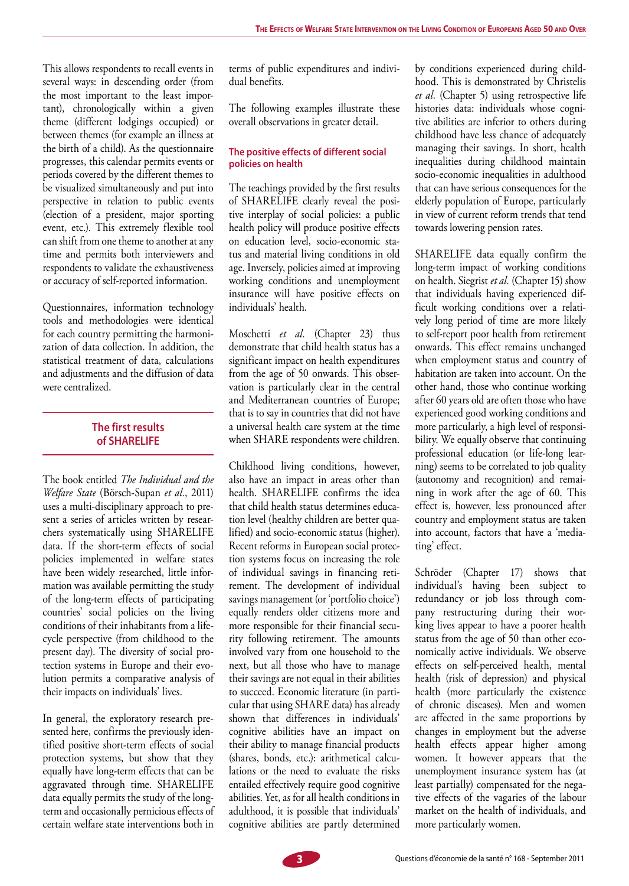This allows respondents to recall events in several ways: in descending order (from the most important to the least important), chronologically within a given theme (different lodgings occupied) or between themes (for example an illness at the birth of a child). As the questionnaire progresses, this calendar permits events or periods covered by the different themes to be visualized simultaneously and put into perspective in relation to public events (election of a president, major sporting event, etc.). This extremely flexible tool can shift from one theme to another at any time and permits both interviewers and respondents to validate the exhaustiveness or accuracy of self-reported information.

Questionnaires, information technology tools and methodologies were identical for each country permitting the harmonization of data collection. In addition, the statistical treatment of data, calculations and adjustments and the diffusion of data were centralized.

## The first results of SHARELIFE

The book entitled *The Individual and the Welfare State* (Börsch-Supan *et al*., 2011) uses a multi-disciplinary approach to present a series of articles written by researchers systematically using SHARELIFE data. If the short-term effects of social policies implemented in welfare states have been widely researched, little information was available permitting the study of the long-term effects of participating countries' social policies on the living conditions of their inhabitants from a life-cycle perspective (from childhood to the present day). The diversity of social protection systems in Europe and their evolution permits a comparative analysis of their impacts on individuals' lives.

In general, the exploratory research presented here, confirms the previously identified positive short-term effects of social protection systems, but show that they equally have long-term effects that can be aggravated through time. SHARELIFE data equally permits the study of the long-term and occasionally pernicious effects of certain welfare state interventions both in terms of public expenditures and individual benefits.

The following examples illustrate these overall observations in greater detail.

### The positive effects of different social policies on health

The teachings provided by the first results of SHARELIFE clearly reveal the positive interplay of social policies: a public health policy will produce positive effects on education level, socio-economic status and material living conditions in old age. Inversely, policies aimed at improving working conditions and unemployment insurance will have positive effects on individuals' health.

Moschetti *et al.* (Chapter 23) thus demonstrate that child health status has a significant impact on health expenditures from the age of 50 onwards. This observation is particularly clear in the central and Mediterranean countries of Europe; that is to say in countries that did not have a universal health care system at the time when SHARE respondents were children.

Childhood living conditions, however, also have an impact in areas other than health. SHARELIFE confirms the idea that child health status determines education level (healthy children are better qualified) and socio-economic status (higher). Recent reforms in European social protection systems focus on increasing the role of individual savings in financing retirement. The development of individual savings management (or 'portfolio choice') equally renders older citizens more and more responsible for their financial security following retirement. The amounts involved vary from one household to the next, but all those who have to manage their savings are not equal in their abilities to succeed. Economic literature (in particular that using SHARE data) has already shown that differences in individuals' cognitive abilities have an impact on their ability to manage financial products (shares, bonds, etc.): arithmetical calculations or the need to evaluate the risks entailed effectively require good cognitive abilities. Yet, as for all health conditions in adulthood, it is possible that individuals' cognitive abilities are partly determined by conditions experienced during childhood. This is demonstrated by Christelis *et al.* (Chapter 5) using retrospective life histories data: individuals whose cognitive abilities are inferior to others during childhood have less chance of adequately managing their savings. In short, health inequalities during childhood maintain socio-economic inequalities in adulthood that can have serious consequences for the elderly population of Europe, particularly in view of current reform trends that tend towards lowering pension rates.

SHARELIFE data equally confirm the long-term impact of working conditions on health. Siegrist *et al.* (Chapter 15) show that individuals having experienced difficult working conditions over a relatively long period of time are more likely to self-report poor health from retirement onwards. This effect remains unchanged when employment status and country of habitation are taken into account. On the other hand, those who continue working after 60 years old are often those who have experienced good working conditions and more particularly, a high level of responsibility. We equally observe that continuing professional education (or life-long learning) seems to be correlated to job quality (autonomy and recognition) and remaining in work after the age of 60. This effect is, however, less pronounced after country and employment status are taken into account, factors that have a 'mediating' effect.

Schröder (Chapter 17) shows that individual's having been subject to redundancy or job loss through company restructuring during their working lives appear to have a poorer health status from the age of 50 than other economically active individuals. We observe effects on self-perceived health, mental health (risk of depression) and physical health (more particularly the existence of chronic diseases). Men and women are affected in the same proportions by changes in employment but the adverse health effects appear higher among women. It however appears that the unemployment insurance system has (at least partially) compensated for the negative effects of the vagaries of the labour market on the health of individuals, and more particularly women.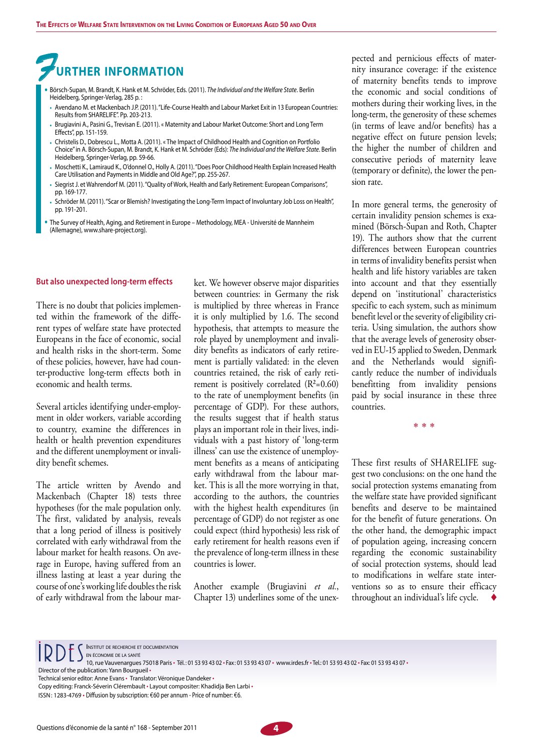# FURTHER INFORMATION

- Börsch-Supan, M. Brandt, K. Hank et M. Schröder, Eds. (2011). *The Individual and the Welfare State*. Berlin Heidelberg, Springer-Verlag, 285 p. :
  - Avendano M. et Mackenbach J.P. (2011). "Life-Course Health and Labour Market Exit in 13 European Countries: Results from SHARELIFE". Pp. 203-213.
  - Brugiavini A., Pasini G., Trevisan E. (2011). « Maternity and Labour Market Outcome: Short and Long Term Effects", pp. 151-159.
  - Christelis D., Dobrescu L., Motta A. (2011). « The Impact of Childhood Health and Cognition on Portfolio Choice" in A. Börsch-Supan, M. Brandt, K. Hank et M. Schröder (Eds): *The Individual and the Welfare State*. Berlin Heidelberg, Springer-Verlag, pp. 59-66.
  - Moschetti K., Lamiraud K., O'donnel O., Holly A. (2011). "Does Poor Childhood Health Explain Increased Health Care Utilisation and Payments in Middle and Old Age?", pp. 255-267.
  - Siegrist J. et Wahrendorf M. (2011). "Quality of Work, Health and Early Retirement: European Comparisons", pp. 169-177.
  - Schröder M. (2011). "Scar or Blemish? Investigating the Long-Term Impact of Involuntary Job Loss on Health", pp. 191-201.
- The Survey of Health, Aging, and Retirement in Europe – Methodology, MEA - Université de Mannheim (Allemagne), www.share-project.org).

## But also unexpected long-term effects

There is no doubt that policies implemented within the framework of the different types of welfare state have protected Europeans in the face of economic, social and health risks in the short-term. Some of these policies, however, have had counter-productive long-term effects both in economic and health terms.

Several articles identifying under-employment in older workers, variable according to country, examine the differences in health or health prevention expenditures and the different unemployment or invalidity benefit schemes.

The article written by Avendo and Mackenbach (Chapter 18) tests three hypotheses (for the male population only. The first, validated by analysis, reveals that a long period of illness is positively correlated with early withdrawal from the labour market for health reasons. On average in Europe, having suffered from an illness lasting at least a year during the course of one's working life doubles the risk of early withdrawal from the labour market. We however observe major disparities between countries: in Germany the risk is multiplied by three whereas in France it is only multiplied by 1.6. The second hypothesis, that attempts to measure the role played by unemployment and invalidity benefits as indicators of early retirement is partially validated: in the eleven countries retained, the risk of early retirement is positively correlated ($R^2$=0.60) to the rate of unemployment benefits (in percentage of GDP). For these authors, the results suggest that if health status plays an important role in their lives, individuals with a past history of 'long-term illness' can use the existence of unemployment benefits as a means of anticipating early withdrawal from the labour market. This is all the more worrying in that, according to the authors, the countries with the highest health expenditures (in percentage of GDP) do not register as one could expect (third hypothesis) less risk of early retirement for health reasons even if the prevalence of long-term illness in these countries is lower.

Another example (Brugiavini *et al.*, Chapter 13) underlines some of the unexpected and pernicious effects of maternity insurance coverage: if the existence of maternity benefits tends to improve the economic and social conditions of mothers during their working lives, in the long-term, the generosity of these schemes (in terms of leave and/or benefits) has a negative effect on future pension levels; the higher the number of children and consecutive periods of maternity leave (temporary or definite), the lower the pension rate.

In more general terms, the generosity of certain invalidity pension schemes is examined (Börsch-Supan and Roth, Chapter 19). The authors show that the current differences between European countries in terms of invalidity benefits persist when health and life history variables are taken into account and that they essentially depend on 'institutional' characteristics specific to each system, such as minimum benefit level or the severity of eligibility criteria. Using simulation, the authors show that the average levels of generosity observed in EU-15 applied to Sweden, Denmark and the Netherlands would significantly reduce the number of individuals benefitting from invalidity pensions paid by social insurance in these three countries.

\* \* \*

These first results of SHARELIFE suggest two conclusions: on the one hand the social protection systems emanating from the welfare state have provided significant benefits and deserve to be maintained for the benefit of future generations. On the other hand, the demographic impact of population ageing, increasing concern regarding the economic sustainability of social protection systems, should lead to modifications in welfare state interventions so as to ensure their efficacy throughout an individual's life cycle. ♦

IRDES Institut de recherche et documentation en économie de la santé
10, rue Vauvenargues 75018 Paris • Tél. : 01 53 93 43 02 • Fax : 01 53 93 43 07 • www.irdes.fr • Tel.: 01 53 93 43 02 • Fax: 01 53 93 43 07 •
Director of the publication: Yann Bourgueil •
Technical senior editor: Anne Evans • Translator: Véronique Dandeker •
Copy editing: Franck-Séverin Clérembault • Layout compositer: Khadidja Ben Larbi •
ISSN : 1283-4769 • Diffusion by subscription: €60 per annum - Price of number: €6.